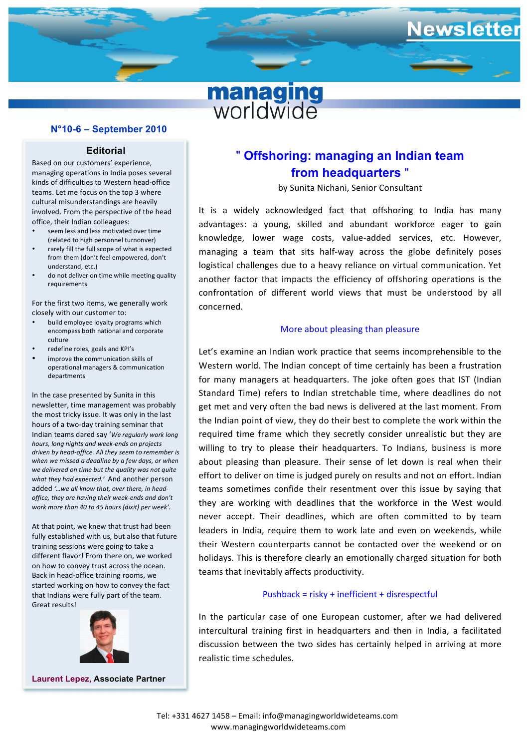# Newsletter

**managing worldwide**

**N°10-6 – September 2010**

## Editorial

Based on our customers' experience, managing operations in India poses several kinds of difficulties to Western head-office teams. Let me focus on the top 3 where cultural misunderstandings are heavily involved. From the perspective of the head office, their Indian colleagues:

- seem less and less motivated over time (related to high personnel turnover)
- rarely fill the full scope of what is expected from them (don't feel empowered, don't understand, etc.)
- do not deliver on time while meeting quality requirements

For the first two items, we generally work closely with our customer to:

- build employee loyalty programs which encompass both national and corporate culture
- redefine roles, goals and KPI's
- improve the communication skills of operational managers & communication departments

In the case presented by Sunita in this newsletter, time management was probably the most tricky issue. It was only in the last hours of a two-day training seminar that Indian teams dared say '*We regularly work long hours, long nights and week-ends on projects driven by head-office. All they seem to remember is when we missed a deadline by a few days, or when we delivered on time but the quality was not quite what they had expected.*' And another person added '*...we all know that, over there, in head-office, they are having their week-ends and don't work more than 40 to 45 hours (dixit) per week*'.

At that point, we knew that trust had been fully established with us, but also that future training sessions were going to take a different flavor! From there on, we worked on how to convey trust across the ocean. Back in head-office training rooms, we started working on how to convey the fact that Indians were fully part of the team. Great results!

**Laurent Lepez, Associate Partner**

## " Offshoring: managing an Indian team from headquarters "

by Sunita Nichani, Senior Consultant

It is a widely acknowledged fact that offshoring to India has many advantages: a young, skilled and abundant workforce eager to gain knowledge, lower wage costs, value-added services, etc. However, managing a team that sits half-way across the globe definitely poses logistical challenges due to a heavy reliance on virtual communication. Yet another factor that impacts the efficiency of offshoring operations is the confrontation of different world views that must be understood by all concerned.

### More about pleasing than pleasure

Let's examine an Indian work practice that seems incomprehensible to the Western world. The Indian concept of time certainly has been a frustration for many managers at headquarters. The joke often goes that IST (Indian Standard Time) refers to Indian stretchable time, where deadlines do not get met and very often the bad news is delivered at the last moment. From the Indian point of view, they do their best to complete the work within the required time frame which they secretly consider unrealistic but they are willing to try to please their headquarters. To Indians, business is more about pleasing than pleasure. Their sense of let down is real when their effort to deliver on time is judged purely on results and not on effort. Indian teams sometimes confide their resentment over this issue by saying that they are working with deadlines that the workforce in the West would never accept. Their deadlines, which are often committed to by team leaders in India, require them to work late and even on weekends, while their Western counterparts cannot be contacted over the weekend or on holidays. This is therefore clearly an emotionally charged situation for both teams that inevitably affects productivity.

### Pushback = risky + inefficient + disrespectful

In the particular case of one European customer, after we had delivered intercultural training first in headquarters and then in India, a facilitated discussion between the two sides has certainly helped in arriving at more realistic time schedules.

Tel: +331 4627 1458 – Email: info@managingworldwideteams.com
www.managingworldwideteams.com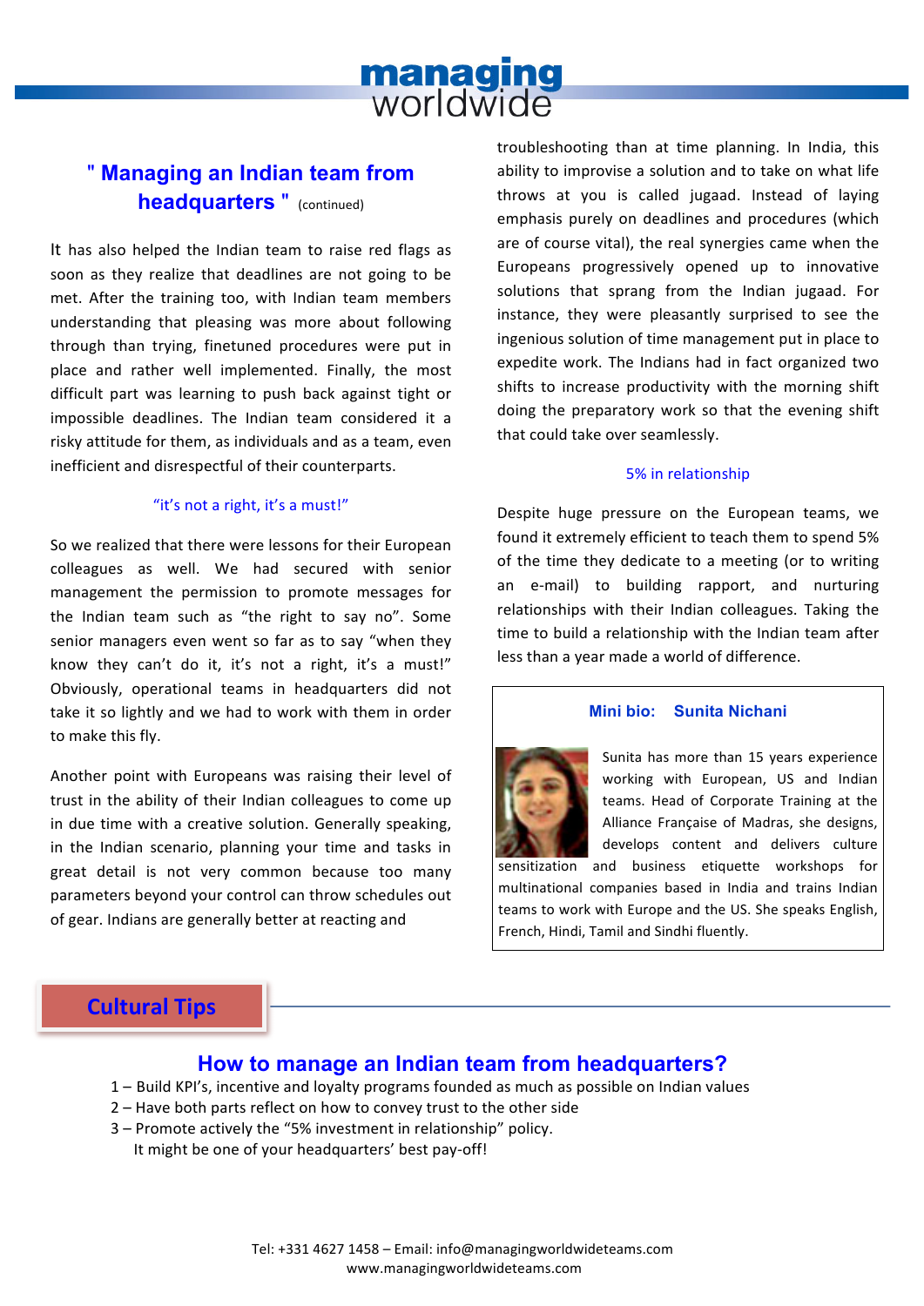## " Managing an Indian team from headquarters " (continued)

It has also helped the Indian team to raise red flags as soon as they realize that deadlines are not going to be met. After the training too, with Indian team members understanding that pleasing was more about following through than trying, finetuned procedures were put in place and rather well implemented. Finally, the most difficult part was learning to push back against tight or impossible deadlines. The Indian team considered it a risky attitude for them, as individuals and as a team, even inefficient and disrespectful of their counterparts.

### "it's not a right, it's a must!"

So we realized that there were lessons for their European colleagues as well. We had secured with senior management the permission to promote messages for the Indian team such as "the right to say no". Some senior managers even went so far as to say "when they know they can't do it, it's not a right, it's a must!" Obviously, operational teams in headquarters did not take it so lightly and we had to work with them in order to make this fly.

Another point with Europeans was raising their level of trust in the ability of their Indian colleagues to come up in due time with a creative solution. Generally speaking, in the Indian scenario, planning your time and tasks in great detail is not very common because too many parameters beyond your control can throw schedules out of gear. Indians are generally better at reacting and troubleshooting than at time planning. In India, this ability to improvise a solution and to take on what life throws at you is called jugaad. Instead of laying emphasis purely on deadlines and procedures (which are of course vital), the real synergies came when the Europeans progressively opened up to innovative solutions that sprang from the Indian jugaad. For instance, they were pleasantly surprised to see the ingenious solution of time management put in place to expedite work. The Indians had in fact organized two shifts to increase productivity with the morning shift doing the preparatory work so that the evening shift that could take over seamlessly.

### 5% in relationship

Despite huge pressure on the European teams, we found it extremely efficient to teach them to spend 5% of the time they dedicate to a meeting (or to writing an e-mail) to building rapport, and nurturing relationships with their Indian colleagues. Taking the time to build a relationship with the Indian team after less than a year made a world of difference.

**Mini bio: Sunita Nichani**

Sunita has more than 15 years experience working with European, US and Indian teams. Head of Corporate Training at the Alliance Française of Madras, she designs, develops content and delivers culture sensitization and business etiquette workshops for multinational companies based in India and trains Indian teams to work with Europe and the US. She speaks English, French, Hindi, Tamil and Sindhi fluently.

## Cultural Tips

### How to manage an Indian team from headquarters?

1 – Build KPI's, incentive and loyalty programs founded as much as possible on Indian values
2 – Have both parts reflect on how to convey trust to the other side
3 – Promote actively the "5% investment in relationship" policy.
It might be one of your headquarters' best pay-off!

Tel: +331 4627 1458 – Email: info@managingworldwideteams.com
www.managingworldwideteams.com